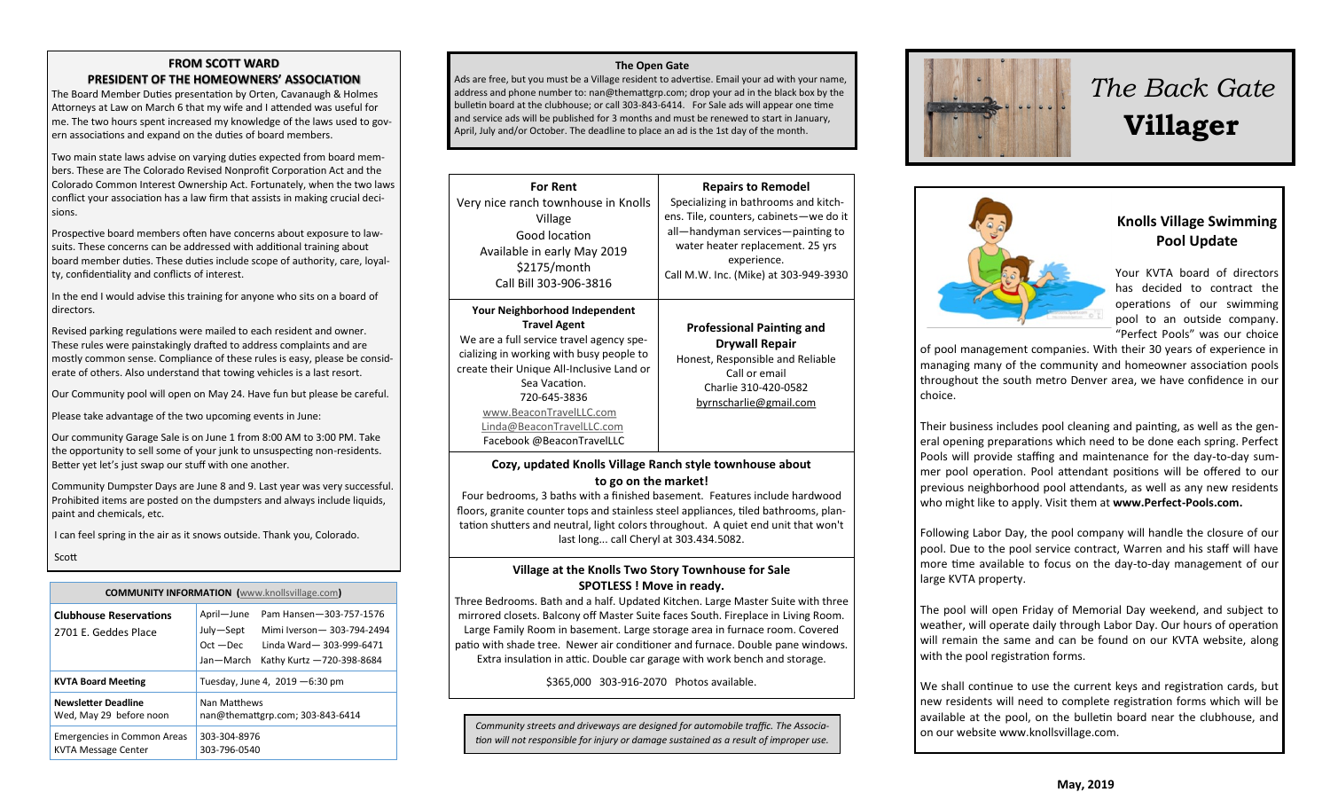## FROM SCOTT WARD
## PRESIDENT OF THE HOMEOWNERS' ASSOCIATION

The Board Member Duties presentation by Orten, Cavanaugh & Holmes Attorneys at Law on March 6 that my wife and I attended was useful for me. The two hours spent increased my knowledge of the laws used to govern associations and expand on the duties of board members.

Two main state laws advise on varying duties expected from board members. These are The Colorado Revised Nonprofit Corporation Act and the Colorado Common Interest Ownership Act. Fortunately, when the two laws conflict your association has a law firm that assists in making crucial decisions.

Prospective board members often have concerns about exposure to lawsuits. These concerns can be addressed with additional training about board member duties. These duties include scope of authority, care, loyalty, confidentiality and conflicts of interest.

In the end I would advise this training for anyone who sits on a board of directors.

Revised parking regulations were mailed to each resident and owner. These rules were painstakingly drafted to address complaints and are mostly common sense. Compliance of these rules is easy, please be considerate of others. Also understand that towing vehicles is a last resort.

Our Community pool will open on May 24. Have fun but please be careful.

Please take advantage of the two upcoming events in June:

Our community Garage Sale is on June 1 from 8:00 AM to 3:00 PM. Take the opportunity to sell some of your junk to unsuspecting non-residents. Better yet let's just swap our stuff with one another.

Community Dumpster Days are June 8 and 9. Last year was very successful. Prohibited items are posted on the dumpsters and always include liquids, paint and chemicals, etc.

I can feel spring in the air as it snows outside. Thank you, Colorado.

Scott

**COMMUNITY INFORMATION** (www.knollsvillage.com)

| | |
|---|---|
| **Clubhouse Reservations** 2701 E. Geddes Place | April—June Pam Hansen—303-757-1576<br>July—Sept Mimi Iverson— 303-794-2494<br>Oct —Dec Linda Ward— 303-999-6471<br>Jan—March Kathy Kurtz —720-398-8684 |
| **KVTA Board Meeting** | Tuesday, June 4, 2019 —6:30 pm |
| **Newsletter Deadline** Wed, May 29 before noon | Nan Matthews nan@themattgrp.com; 303-843-6414 |
| Emergencies in Common Areas<br>KVTA Message Center | 303-304-8976<br>303-796-0540 |

## The Open Gate

Ads are free, but you must be a Village resident to advertise. Email your ad with your name, address and phone number to: nan@themattgrp.com; drop your ad in the black box by the bulletin board at the clubhouse; or call 303-843-6414. For Sale ads will appear one time and service ads will be published for 3 months and must be renewed to start in January, April, July and/or October. The deadline to place an ad is the 1st day of the month.

**For Rent**
Very nice ranch townhouse in Knolls Village
Good location
Available in early May 2019
$2175/month
Call Bill 303-906-3816

**Repairs to Remodel**
Specializing in bathrooms and kitchens. Tile, counters, cabinets—we do it all—handyman services—painting to water heater replacement. 25 yrs experience.
Call M.W. Inc. (Mike) at 303-949-3930

**Your Neighborhood Independent Travel Agent**
We are a full service travel agency specializing in working with busy people to create their Unique All-Inclusive Land or Sea Vacation.
720-645-3836
www.BeaconTravelLLC.com
Linda@BeaconTravelLLC.com
Facebook @BeaconTravelLLC

**Professional Painting and Drywall Repair**
Honest, Responsible and Reliable
Call or email
Charlie 310-420-0582
byrnscharlie@gmail.com

**Cozy, updated Knolls Village Ranch style townhouse about to go on the market!**
Four bedrooms, 3 baths with a finished basement. Features include hardwood floors, granite counter tops and stainless steel appliances, tiled bathrooms, plantation shutters and neutral, light colors throughout. A quiet end unit that won't last long... call Cheryl at 303.434.5082.

**Village at the Knolls Two Story Townhouse for Sale**
**SPOTLESS ! Move in ready.**
Three Bedrooms. Bath and a half. Updated Kitchen. Large Master Suite with three mirrored closets. Balcony off Master Suite faces South. Fireplace in Living Room. Large Family Room in basement. Large storage area in furnace room. Covered patio with shade tree. Newer air conditioner and furnace. Double pane windows. Extra insulation in attic. Double car garage with work bench and storage.

$365,000 303-916-2070 Photos available.

*Community streets and driveways are designed for automobile traffic. The Association will not responsible for injury or damage sustained as a result of improper use.*

# *The Back Gate* **Villager**

## Knolls Village Swimming Pool Update

Your KVTA board of directors has decided to contract the operations of our swimming pool to an outside company. "Perfect Pools" was our choice of pool management companies. With their 30 years of experience in managing many of the community and homeowner association pools throughout the south metro Denver area, we have confidence in our choice.

Their business includes pool cleaning and painting, as well as the general opening preparations which need to be done each spring. Perfect Pools will provide staffing and maintenance for the day-to-day summer pool operation. Pool attendant positions will be offered to our previous neighborhood pool attendants, as well as any new residents who might like to apply. Visit them at **www.Perfect-Pools.com.**

Following Labor Day, the pool company will handle the closure of our pool. Due to the pool service contract, Warren and his staff will have more time available to focus on the day-to-day management of our large KVTA property.

The pool will open Friday of Memorial Day weekend, and subject to weather, will operate daily through Labor Day. Our hours of operation will remain the same and can be found on our KVTA website, along with the pool registration forms.

We shall continue to use the current keys and registration cards, but new residents will need to complete registration forms which will be available at the pool, on the bulletin board near the clubhouse, and on our website www.knollsvillage.com.

**May, 2019**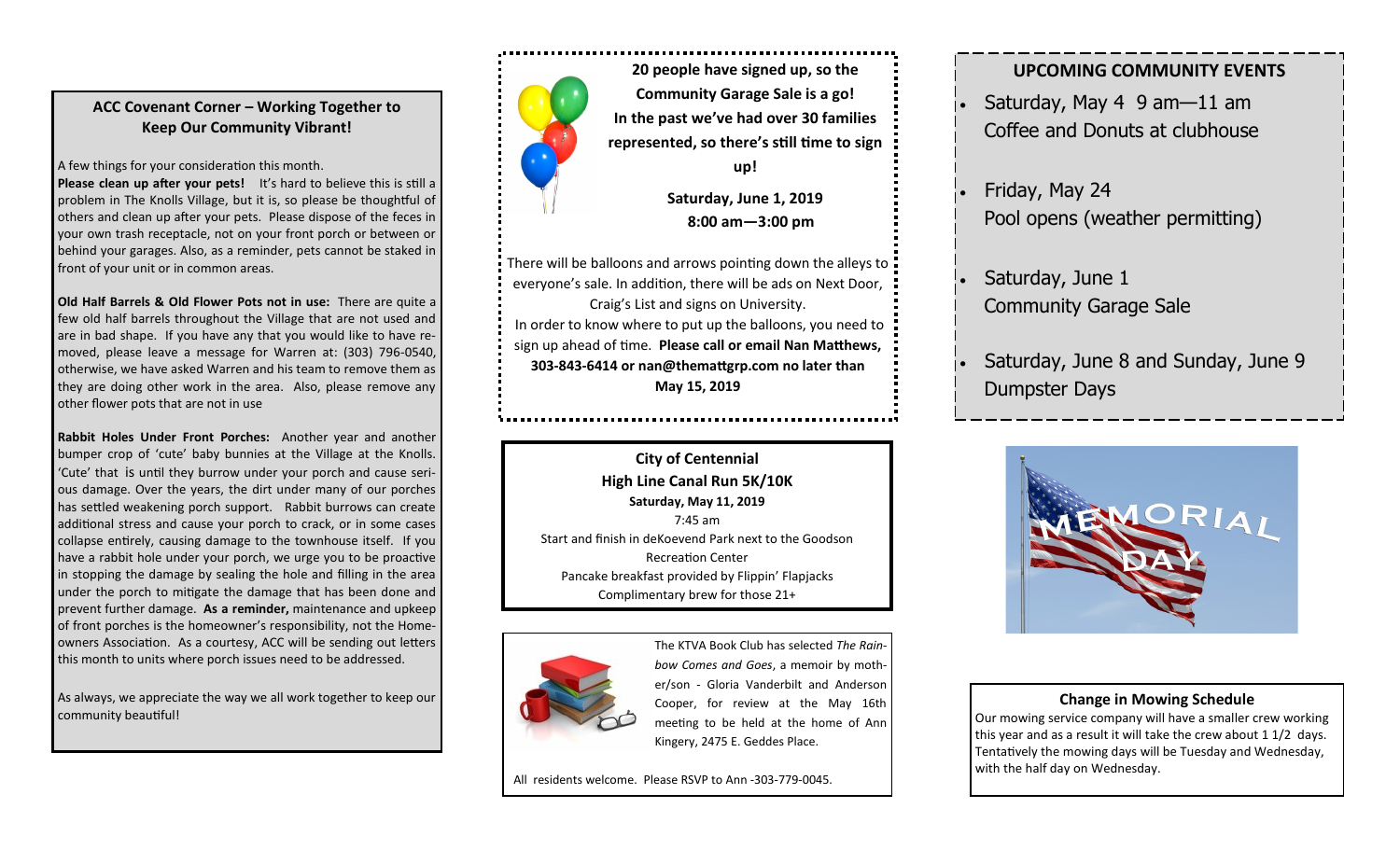## ACC Covenant Corner – Working Together to Keep Our Community Vibrant!

A few things for your consideration this month.

**Please clean up after your pets!** It's hard to believe this is still a problem in The Knolls Village, but it is, so please be thoughtful of others and clean up after your pets. Please dispose of the feces in your own trash receptacle, not on your front porch or between or behind your garages. Also, as a reminder, pets cannot be staked in front of your unit or in common areas.

**Old Half Barrels & Old Flower Pots not in use:** There are quite a few old half barrels throughout the Village that are not used and are in bad shape. If you have any that you would like to have removed, please leave a message for Warren at: (303) 796-0540, otherwise, we have asked Warren and his team to remove them as they are doing other work in the area. Also, please remove any other flower pots that are not in use

**Rabbit Holes Under Front Porches:** Another year and another bumper crop of 'cute' baby bunnies at the Village at the Knolls. 'Cute' that is until they burrow under your porch and cause serious damage. Over the years, the dirt under many of our porches has settled weakening porch support. Rabbit burrows can create additional stress and cause your porch to crack, or in some cases collapse entirely, causing damage to the townhouse itself. If you have a rabbit hole under your porch, we urge you to be proactive in stopping the damage by sealing the hole and filling in the area under the porch to mitigate the damage that has been done and prevent further damage. **As a reminder,** maintenance and upkeep of front porches is the homeowner's responsibility, not the Homeowners Association. As a courtesy, ACC will be sending out letters this month to units where porch issues need to be addressed.

As always, we appreciate the way we all work together to keep our community beautiful!

**20 people have signed up, so the Community Garage Sale is a go! In the past we've had over 30 families represented, so there's still time to sign up!**

**Saturday, June 1, 2019**
**8:00 am—3:00 pm**

There will be balloons and arrows pointing down the alleys to everyone's sale. In addition, there will be ads on Next Door, Craig's List and signs on University.
In order to know where to put up the balloons, you need to sign up ahead of time. **Please call or email Nan Matthews, 303-843-6414 or nan@themattgrp.com no later than May 15, 2019**

**City of Centennial**
**High Line Canal Run 5K/10K**
**Saturday, May 11, 2019**
7:45 am
Start and finish in deKoevend Park next to the Goodson Recreation Center
Pancake breakfast provided by Flippin' Flapjacks
Complimentary brew for those 21+

The KTVA Book Club has selected *The Rainbow Comes and Goes*, a memoir by mother/son - Gloria Vanderbilt and Anderson Cooper, for review at the May 16th meeting to be held at the home of Ann Kingery, 2475 E. Geddes Place.

All residents welcome. Please RSVP to Ann -303-779-0045.

## UPCOMING COMMUNITY EVENTS

- Saturday, May 4 9 am—11 am
  Coffee and Donuts at clubhouse
- Friday, May 24
  Pool opens (weather permitting)
- Saturday, June 1
  Community Garage Sale
- Saturday, June 8 and Sunday, June 9
  Dumpster Days

MEMORIAL DAY

### Change in Mowing Schedule

Our mowing service company will have a smaller crew working this year and as a result it will take the crew about 1 1/2 days. Tentatively the mowing days will be Tuesday and Wednesday, with the half day on Wednesday.